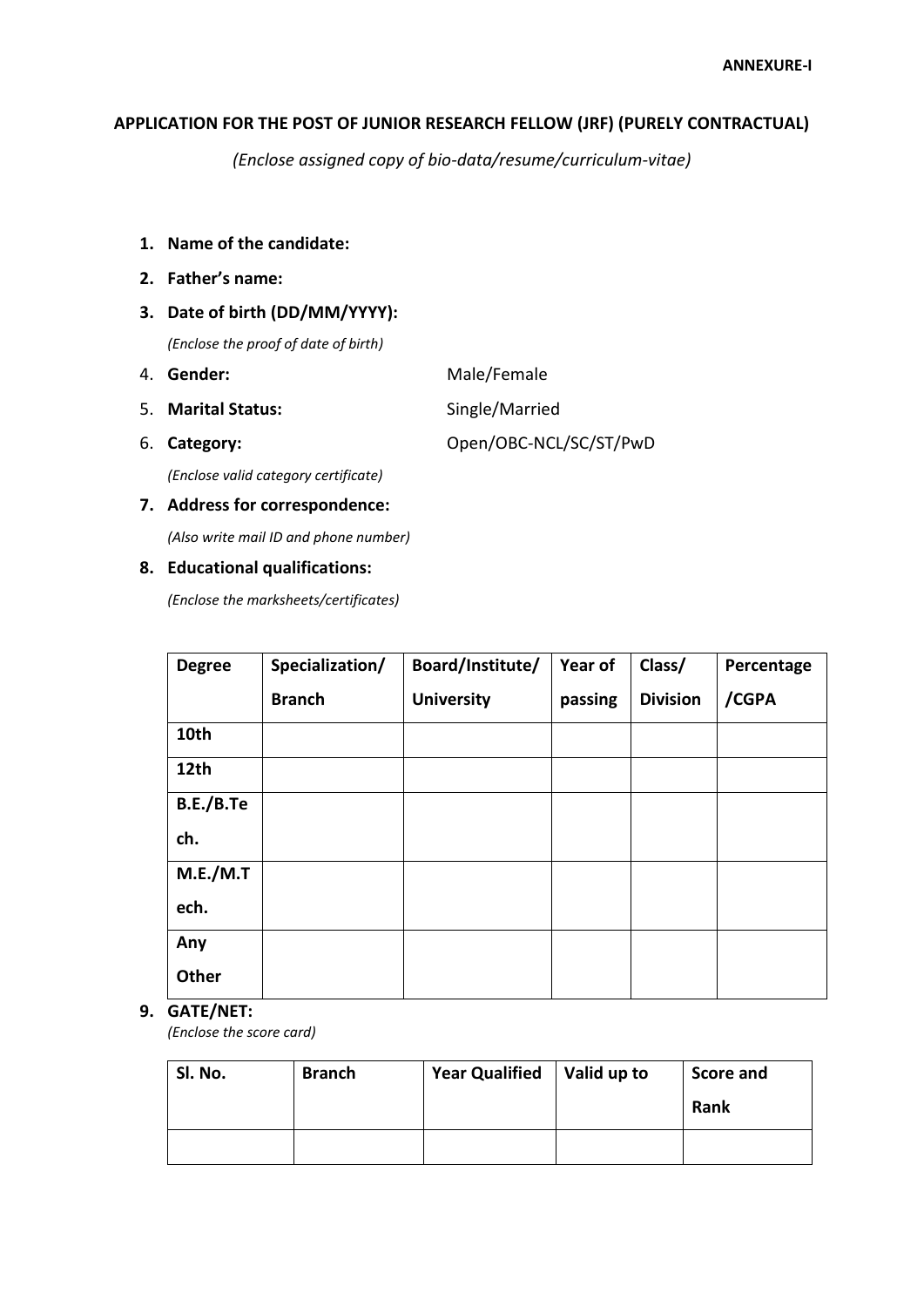**ANNEXURE-I**

## APPLICATION FOR THE POST OF JUNIOR RESEARCH FELLOW (JRF) (PURELY CONTRACTUAL)

*(Enclose assigned copy of bio-data/resume/curriculum-vitae)*

1. **Name of the candidate:**
2. **Father's name:**
3. **Date of birth (DD/MM/YYYY):**
   *(Enclose the proof of date of birth)*
4. **Gender:** Male/Female
5. **Marital Status:** Single/Married
6. **Category:** Open/OBC-NCL/SC/ST/PwD
   *(Enclose valid category certificate)*
7. **Address for correspondence:**
   *(Also write mail ID and phone number)*
8. **Educational qualifications:**
   *(Enclose the marksheets/certificates)*

| Degree | Specialization/ Branch | Board/Institute/ University | Year of passing | Class/ Division | Percentage /CGPA |
|---|---|---|---|---|---|
| 10th | | | | | |
| 12th | | | | | |
| B.E./B.Tech. | | | | | |
| M.E./M.Tech. | | | | | |
| Any Other | | | | | |

9. **GATE/NET:**
   *(Enclose the score card)*

| Sl. No. | Branch | Year Qualified | Valid up to | Score and Rank |
|---|---|---|---|---|
| | | | | |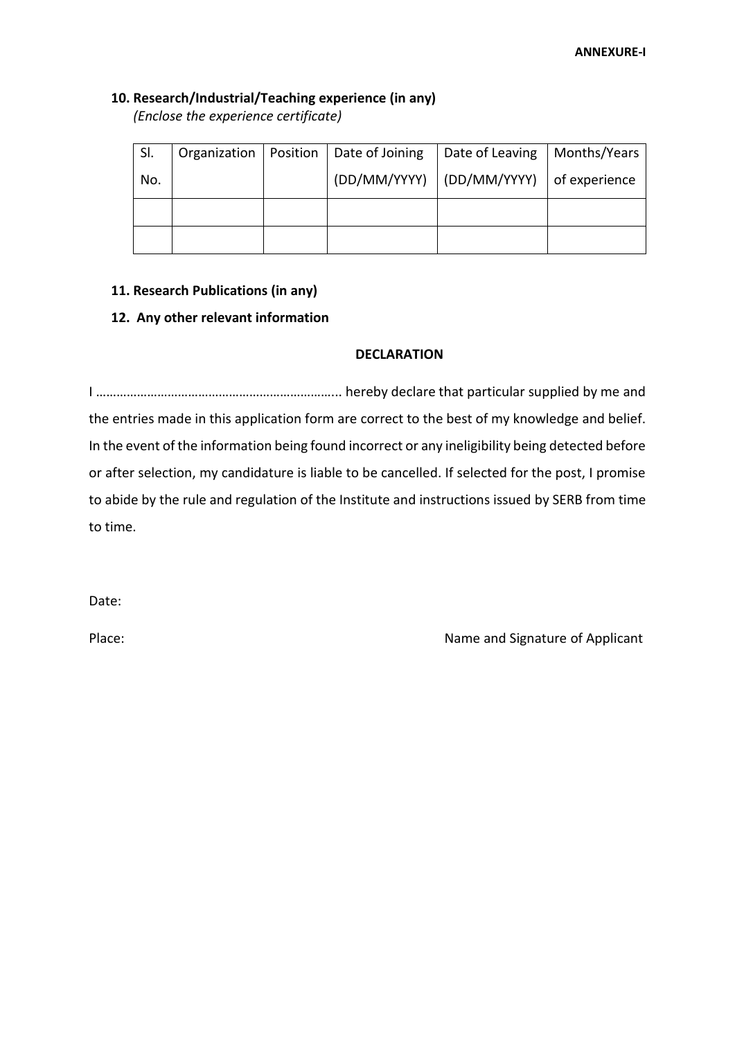**ANNEXURE-I**

**10. Research/Industrial/Teaching experience (in any)**
*(Enclose the experience certificate)*

| Sl. No. | Organization | Position | Date of Joining (DD/MM/YYYY) | Date of Leaving (DD/MM/YYYY) | Months/Years of experience |
|---|---|---|---|---|---|
| | | | | | |
| | | | | | |

**11. Research Publications (in any)**

**12. Any other relevant information**

**DECLARATION**

I ……………………………………………………………... hereby declare that particular supplied by me and the entries made in this application form are correct to the best of my knowledge and belief. In the event of the information being found incorrect or any ineligibility being detected before or after selection, my candidature is liable to be cancelled. If selected for the post, I promise to abide by the rule and regulation of the Institute and instructions issued by SERB from time to time.

Date:

Place: Name and Signature of Applicant